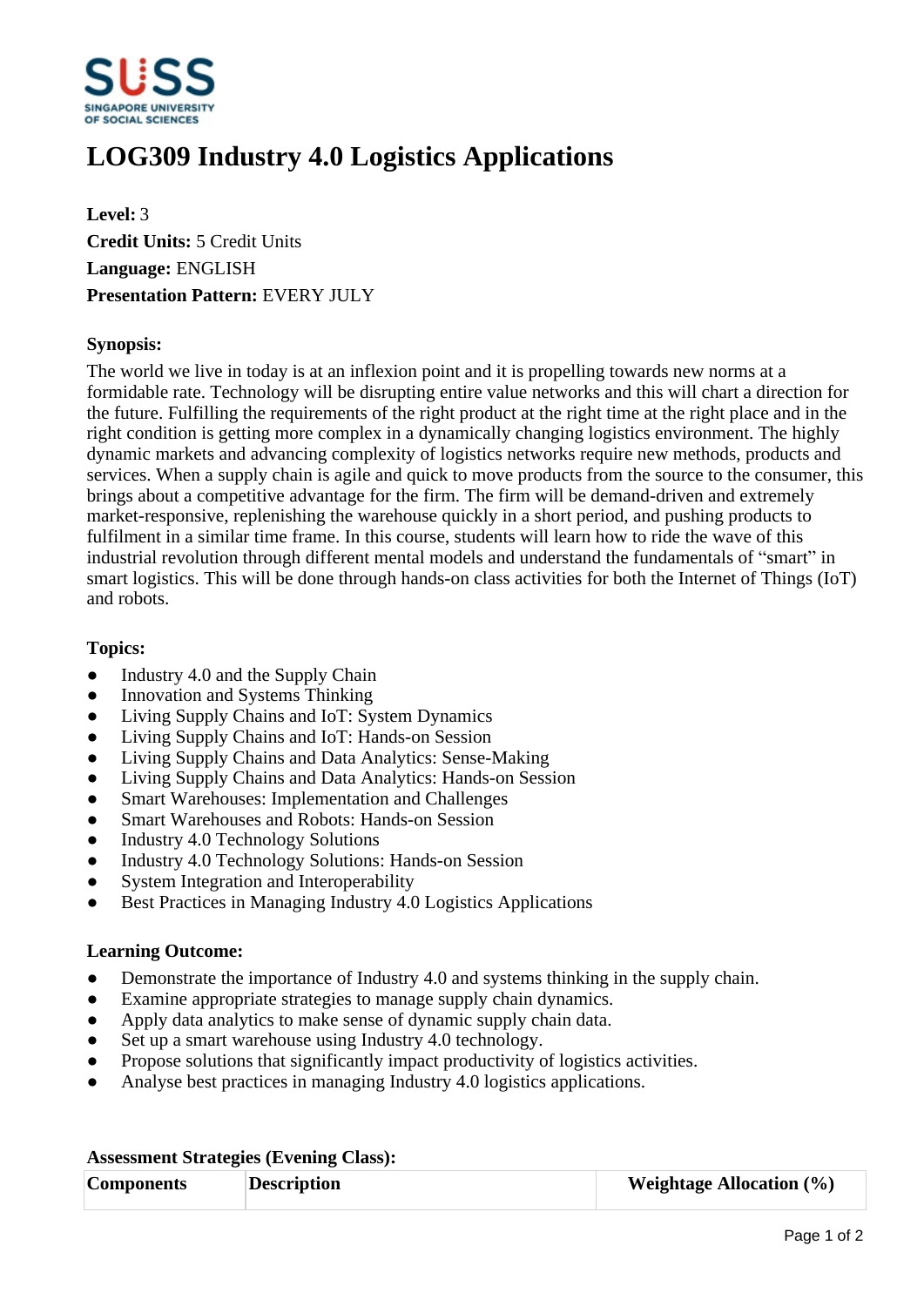# LOG309 Industry 4.0 Logistics Applications

**Level:** 3
**Credit Units:** 5 Credit Units
**Language:** ENGLISH
**Presentation Pattern:** EVERY JULY

**Synopsis:**

The world we live in today is at an inflexion point and it is propelling towards new norms at a formidable rate. Technology will be disrupting entire value networks and this will chart a direction for the future. Fulfilling the requirements of the right product at the right time at the right place and in the right condition is getting more complex in a dynamically changing logistics environment. The highly dynamic markets and advancing complexity of logistics networks require new methods, products and services. When a supply chain is agile and quick to move products from the source to the consumer, this brings about a competitive advantage for the firm. The firm will be demand-driven and extremely market-responsive, replenishing the warehouse quickly in a short period, and pushing products to fulfilment in a similar time frame. In this course, students will learn how to ride the wave of this industrial revolution through different mental models and understand the fundamentals of "smart" in smart logistics. This will be done through hands-on class activities for both the Internet of Things (IoT) and robots.

**Topics:**

- Industry 4.0 and the Supply Chain
- Innovation and Systems Thinking
- Living Supply Chains and IoT: System Dynamics
- Living Supply Chains and IoT: Hands-on Session
- Living Supply Chains and Data Analytics: Sense-Making
- Living Supply Chains and Data Analytics: Hands-on Session
- Smart Warehouses: Implementation and Challenges
- Smart Warehouses and Robots: Hands-on Session
- Industry 4.0 Technology Solutions
- Industry 4.0 Technology Solutions: Hands-on Session
- System Integration and Interoperability
- Best Practices in Managing Industry 4.0 Logistics Applications

**Learning Outcome:**

- Demonstrate the importance of Industry 4.0 and systems thinking in the supply chain.
- Examine appropriate strategies to manage supply chain dynamics.
- Apply data analytics to make sense of dynamic supply chain data.
- Set up a smart warehouse using Industry 4.0 technology.
- Propose solutions that significantly impact productivity of logistics activities.
- Analyse best practices in managing Industry 4.0 logistics applications.

**Assessment Strategies (Evening Class):**

| Components | Description | Weightage Allocation (%) |
|---|---|---|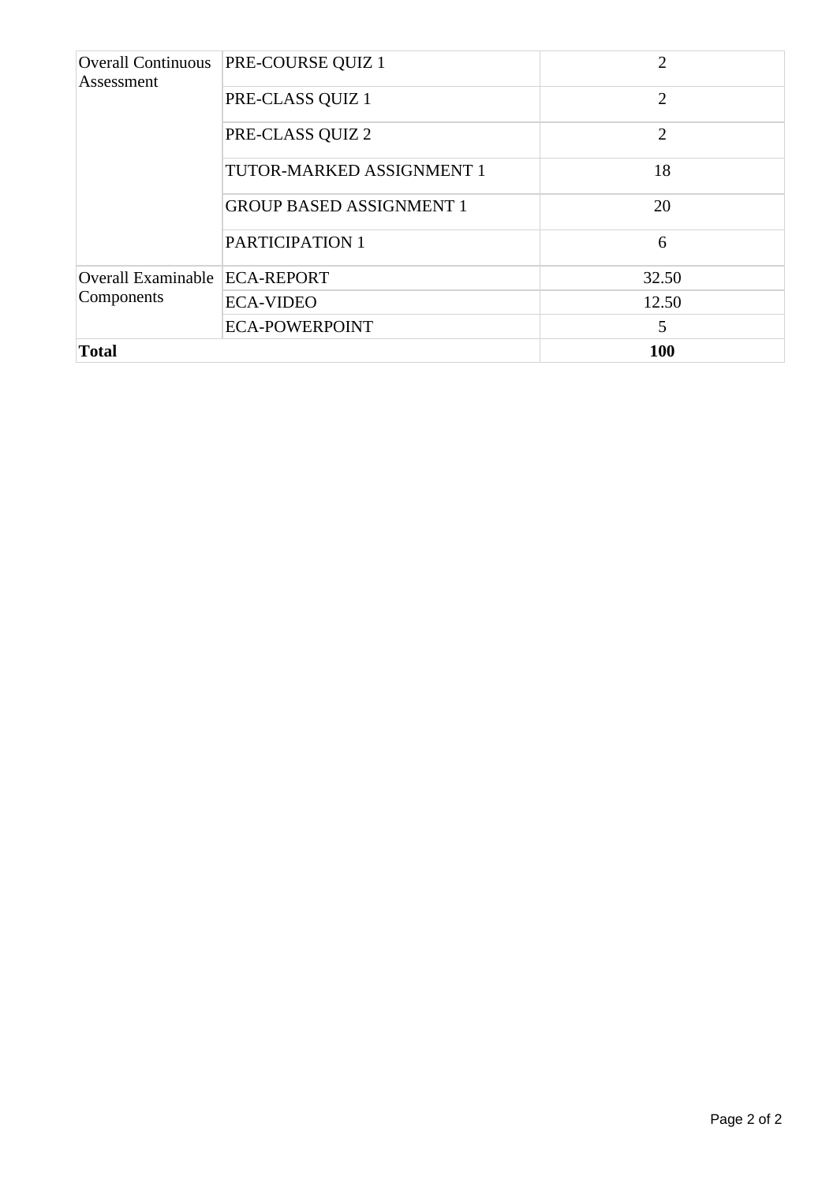| | | |
|---|---|---|
| Overall Continuous Assessment | PRE-COURSE QUIZ 1 | 2 |
| | PRE-CLASS QUIZ 1 | 2 |
| | PRE-CLASS QUIZ 2 | 2 |
| | TUTOR-MARKED ASSIGNMENT 1 | 18 |
| | GROUP BASED ASSIGNMENT 1 | 20 |
| | PARTICIPATION 1 | 6 |
| Overall Examinable Components | ECA-REPORT | 32.50 |
| | ECA-VIDEO | 12.50 |
| | ECA-POWERPOINT | 5 |
| **Total** | | **100** |